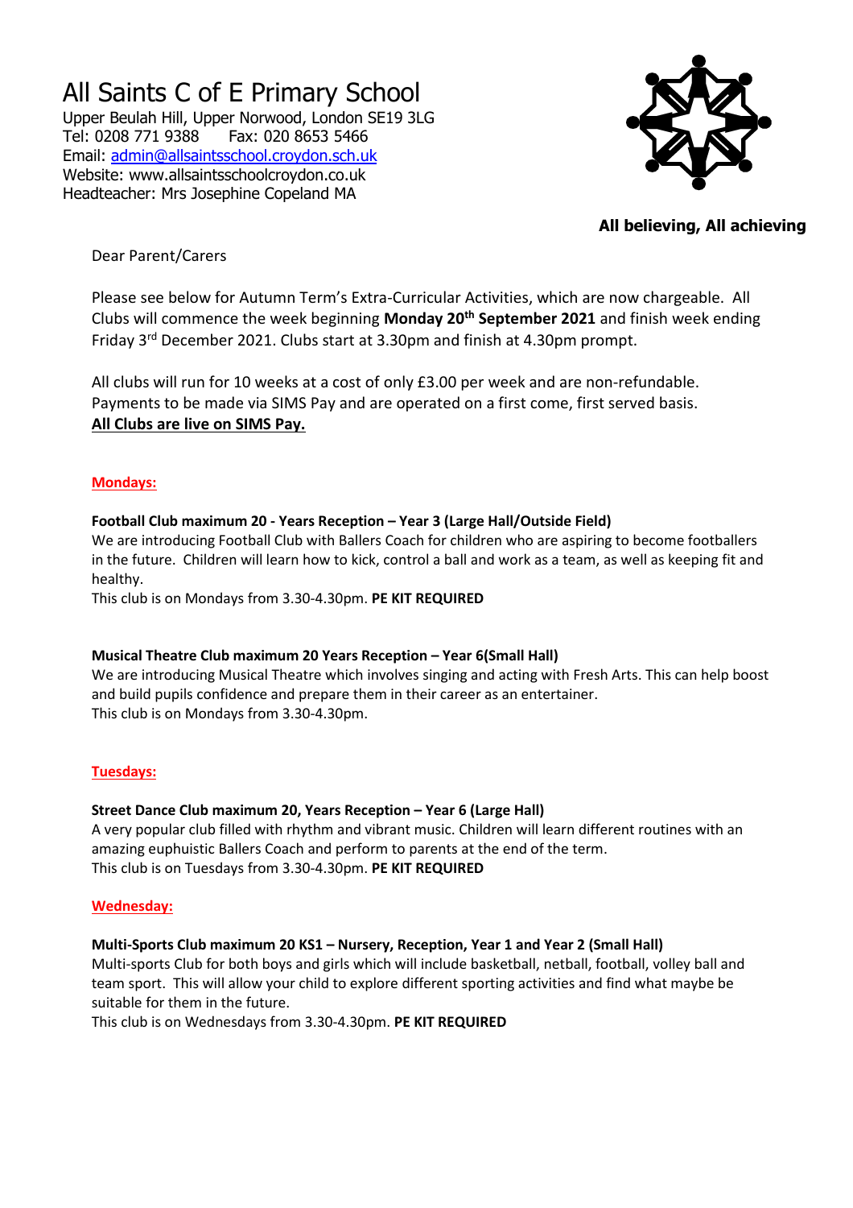# All Saints C of E Primary School

Upper Beulah Hill, Upper Norwood, London SE19 3LG
Tel: 0208 771 9388 Fax: 020 8653 5466
Email: admin@allsaintsschool.croydon.sch.uk
Website: www.allsaintsschoolcroydon.co.uk
Headteacher: Mrs Josephine Copeland MA

**All believing, All achieving**

Dear Parent/Carers

Please see below for Autumn Term's Extra-Curricular Activities, which are now chargeable. All Clubs will commence the week beginning **Monday 20th September 2021** and finish week ending Friday 3rd December 2021. Clubs start at 3.30pm and finish at 4.30pm prompt.

All clubs will run for 10 weeks at a cost of only £3.00 per week and are non-refundable. Payments to be made via SIMS Pay and are operated on a first come, first served basis.
**All Clubs are live on SIMS Pay.**

## Mondays:

**Football Club maximum 20 - Years Reception – Year 3 (Large Hall/Outside Field)**
We are introducing Football Club with Ballers Coach for children who are aspiring to become footballers in the future. Children will learn how to kick, control a ball and work as a team, as well as keeping fit and healthy.
This club is on Mondays from 3.30-4.30pm. **PE KIT REQUIRED**

**Musical Theatre Club maximum 20 Years Reception – Year 6(Small Hall)**
We are introducing Musical Theatre which involves singing and acting with Fresh Arts. This can help boost and build pupils confidence and prepare them in their career as an entertainer.
This club is on Mondays from 3.30-4.30pm.

## Tuesdays:

**Street Dance Club maximum 20, Years Reception – Year 6 (Large Hall)**
A very popular club filled with rhythm and vibrant music. Children will learn different routines with an amazing euphuistic Ballers Coach and perform to parents at the end of the term.
This club is on Tuesdays from 3.30-4.30pm. **PE KIT REQUIRED**

## Wednesday:

**Multi-Sports Club maximum 20 KS1 – Nursery, Reception, Year 1 and Year 2 (Small Hall)**
Multi-sports Club for both boys and girls which will include basketball, netball, football, volley ball and team sport. This will allow your child to explore different sporting activities and find what maybe be suitable for them in the future.
This club is on Wednesdays from 3.30-4.30pm. **PE KIT REQUIRED**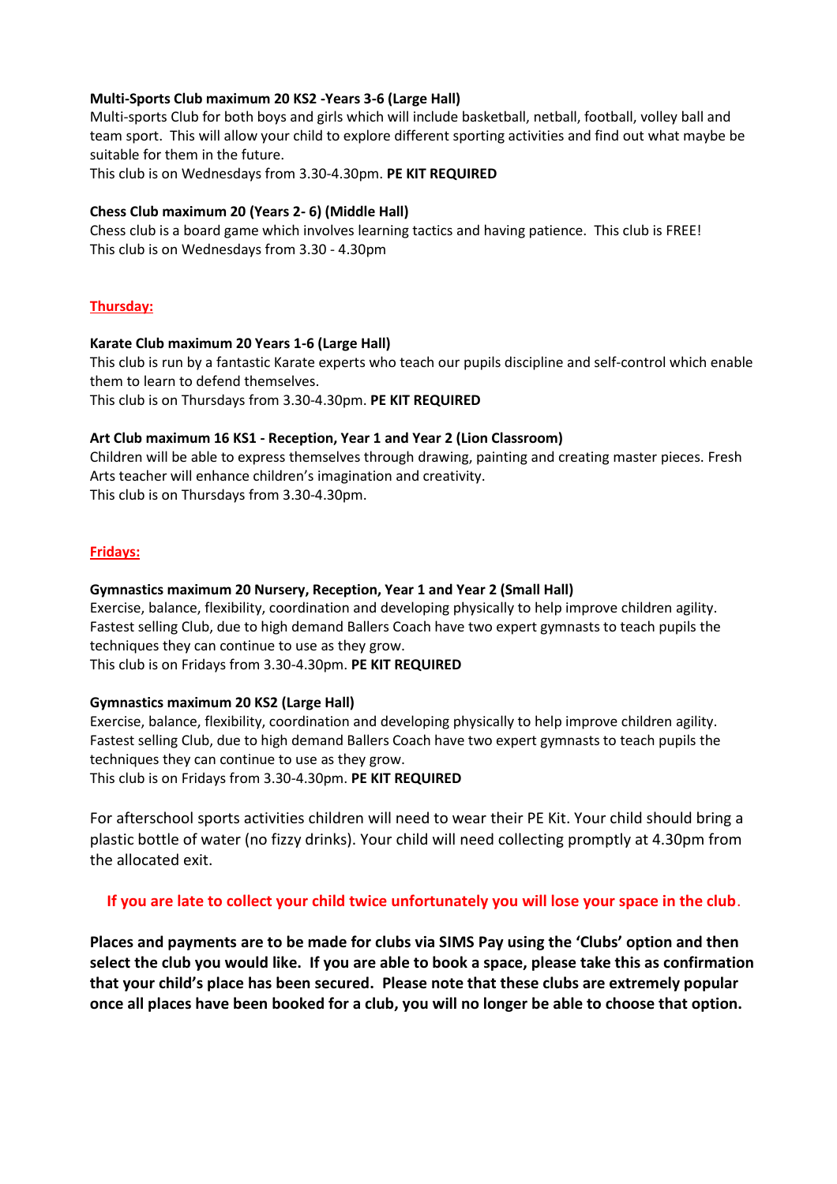**Multi-Sports Club maximum 20 KS2 -Years 3-6 (Large Hall)**
Multi-sports Club for both boys and girls which will include basketball, netball, football, volley ball and team sport. This will allow your child to explore different sporting activities and find out what maybe be suitable for them in the future.
This club is on Wednesdays from 3.30-4.30pm. **PE KIT REQUIRED**

**Chess Club maximum 20 (Years 2- 6) (Middle Hall)**
Chess club is a board game which involves learning tactics and having patience. This club is FREE!
This club is on Wednesdays from 3.30 - 4.30pm

**Thursday:**

**Karate Club maximum 20 Years 1-6 (Large Hall)**
This club is run by a fantastic Karate experts who teach our pupils discipline and self-control which enable them to learn to defend themselves.
This club is on Thursdays from 3.30-4.30pm. **PE KIT REQUIRED**

**Art Club maximum 16 KS1 - Reception, Year 1 and Year 2 (Lion Classroom)**
Children will be able to express themselves through drawing, painting and creating master pieces. Fresh Arts teacher will enhance children's imagination and creativity.
This club is on Thursdays from 3.30-4.30pm.

**Fridays:**

**Gymnastics maximum 20 Nursery, Reception, Year 1 and Year 2 (Small Hall)**
Exercise, balance, flexibility, coordination and developing physically to help improve children agility. Fastest selling Club, due to high demand Ballers Coach have two expert gymnasts to teach pupils the techniques they can continue to use as they grow.
This club is on Fridays from 3.30-4.30pm. **PE KIT REQUIRED**

**Gymnastics maximum 20 KS2 (Large Hall)**
Exercise, balance, flexibility, coordination and developing physically to help improve children agility. Fastest selling Club, due to high demand Ballers Coach have two expert gymnasts to teach pupils the techniques they can continue to use as they grow.
This club is on Fridays from 3.30-4.30pm. **PE KIT REQUIRED**

For afterschool sports activities children will need to wear their PE Kit. Your child should bring a plastic bottle of water (no fizzy drinks). Your child will need collecting promptly at 4.30pm from the allocated exit.

**If you are late to collect your child twice unfortunately you will lose your space in the club.**

**Places and payments are to be made for clubs via SIMS Pay using the 'Clubs' option and then select the club you would like. If you are able to book a space, please take this as confirmation that your child's place has been secured. Please note that these clubs are extremely popular once all places have been booked for a club, you will no longer be able to choose that option.**